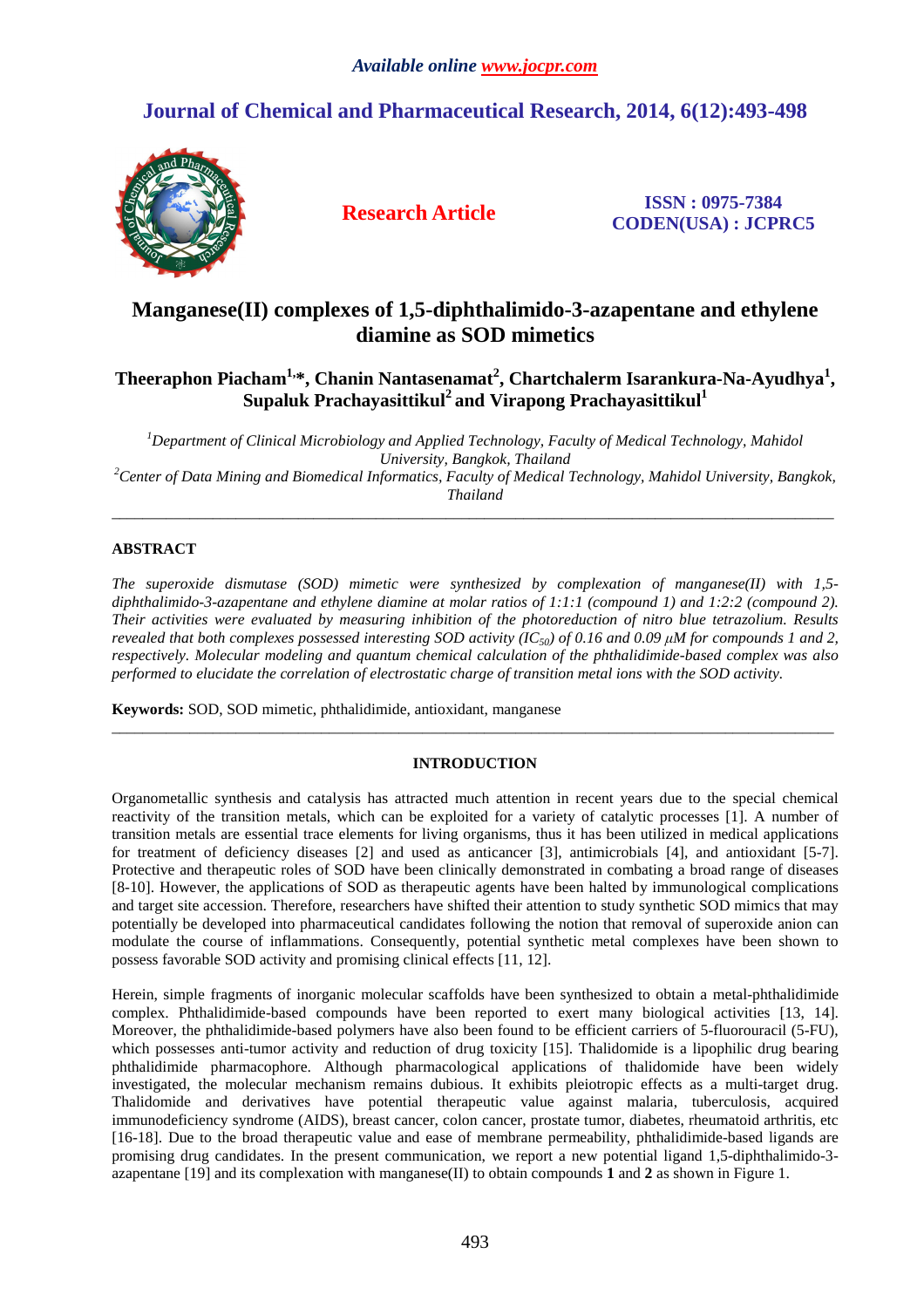*Available online www.jocpr.com*

# Journal of Chemical and Pharmaceutical Research, 2014, 6(12):493-498

**Research Article**

**ISSN : 0975-7384**
**CODEN(USA) : JCPRC5**

## Manganese(II) complexes of 1,5-diphthalimido-3-azapentane and ethylene diamine as SOD mimetics

**Theeraphon Piacham[1,\*], Chanin Nantasenamat[2], Chartchalerm Isarankura-Na-Ayudhya[1], Supaluk Prachayasittikul[2] and Virapong Prachayasittikul[1]**

*[1]Department of Clinical Microbiology and Applied Technology, Faculty of Medical Technology, Mahidol University, Bangkok, Thailand*
*[2]Center of Data Mining and Biomedical Informatics, Faculty of Medical Technology, Mahidol University, Bangkok, Thailand*

---

### ABSTRACT

*The superoxide dismutase (SOD) mimetic were synthesized by complexation of manganese(II) with 1,5-diphthalimido-3-azapentane and ethylene diamine at molar ratios of 1:1:1 (compound 1) and 1:2:2 (compound 2). Their activities were evaluated by measuring inhibition of the photoreduction of nitro blue tetrazolium. Results revealed that both complexes possessed interesting SOD activity ($IC_{50}$) of 0.16 and 0.09 $\mu$M for compounds 1 and 2, respectively. Molecular modeling and quantum chemical calculation of the phthalidimide-based complex was also performed to elucidate the correlation of electrostatic charge of transition metal ions with the SOD activity.*

**Keywords:** SOD, SOD mimetic, phthalidimide, antioxidant, manganese

---

### INTRODUCTION

Organometallic synthesis and catalysis has attracted much attention in recent years due to the special chemical reactivity of the transition metals, which can be exploited for a variety of catalytic processes [1]. A number of transition metals are essential trace elements for living organisms, thus it has been utilized in medical applications for treatment of deficiency diseases [2] and used as anticancer [3], antimicrobials [4], and antioxidant [5-7]. Protective and therapeutic roles of SOD have been clinically demonstrated in combating a broad range of diseases [8-10]. However, the applications of SOD as therapeutic agents have been halted by immunological complications and target site accession. Therefore, researchers have shifted their attention to study synthetic SOD mimics that may potentially be developed into pharmaceutical candidates following the notion that removal of superoxide anion can modulate the course of inflammations. Consequently, potential synthetic metal complexes have been shown to possess favorable SOD activity and promising clinical effects [11, 12].

Herein, simple fragments of inorganic molecular scaffolds have been synthesized to obtain a metal-phthalidimide complex. Phthalidimide-based compounds have been reported to exert many biological activities [13, 14]. Moreover, the phthalidimide-based polymers have also been found to be efficient carriers of 5-fluorouracil (5-FU), which possesses anti-tumor activity and reduction of drug toxicity [15]. Thalidomide is a lipophilic drug bearing phthalidimide pharmacophore. Although pharmacological applications of thalidomide have been widely investigated, the molecular mechanism remains dubious. It exhibits pleiotropic effects as a multi-target drug. Thalidomide and derivatives have potential therapeutic value against malaria, tuberculosis, acquired immunodeficiency syndrome (AIDS), breast cancer, colon cancer, prostate tumor, diabetes, rheumatoid arthritis, etc [16-18]. Due to the broad therapeutic value and ease of membrane permeability, phthalidimide-based ligands are promising drug candidates. In the present communication, we report a new potential ligand 1,5-diphthalimido-3-azapentane [19] and its complexation with manganese(II) to obtain compounds **1** and **2** as shown in Figure 1.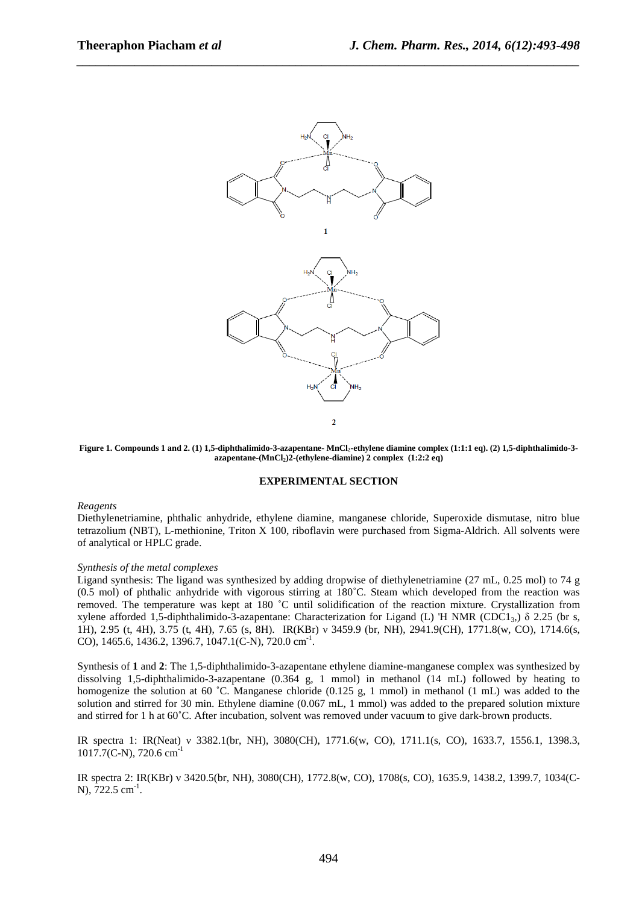1

2

**Figure 1. Compounds 1 and 2. (1) 1,5-diphthalimido-3-azapentane- $MnCl_2$-ethylene diamine complex (1:1:1 eq). (2) 1,5-diphthalimido-3-azapentane-$(MnCl_2)2$-(ethylene-diamine) 2 complex (1:2:2 eq)**

## EXPERIMENTAL SECTION

*Reagents*

Diethylenetriamine, phthalic anhydride, ethylene diamine, manganese chloride, Superoxide dismutase, nitro blue tetrazolium (NBT), L-methionine, Triton X 100, riboflavin were purchased from Sigma-Aldrich. All solvents were of analytical or HPLC grade.

*Synthesis of the metal complexes*

Ligand synthesis: The ligand was synthesized by adding dropwise of diethylenetriamine (27 mL, 0.25 mol) to 74 g (0.5 mol) of phthalic anhydride with vigorous stirring at 180˚C. Steam which developed from the reaction was removed. The temperature was kept at 180 ˚C until solidification of the reaction mixture. Crystallization from xylene afforded 1,5-diphthalimido-3-azapentane: Characterization for Ligand (L) 'H NMR ($CDC1_3$,) δ 2.25 (br s, 1H), 2.95 (t, 4H), 3.75 (t, 4H), 7.65 (s, 8H). IR(KBr) ν 3459.9 (br, NH), 2941.9(CH), 1771.8(w, CO), 1714.6(s, CO), 1465.6, 1436.2, 1396.7, 1047.1(C-N), 720.0 $cm^{-1}$.

Synthesis of **1** and **2**: The 1,5-diphthalimido-3-azapentane ethylene diamine-manganese complex was synthesized by dissolving 1,5-diphthalimido-3-azapentane (0.364 g, 1 mmol) in methanol (14 mL) followed by heating to homogenize the solution at 60 ˚C. Manganese chloride (0.125 g, 1 mmol) in methanol (1 mL) was added to the solution and stirred for 30 min. Ethylene diamine (0.067 mL, 1 mmol) was added to the prepared solution mixture and stirred for 1 h at 60˚C. After incubation, solvent was removed under vacuum to give dark-brown products.

IR spectra 1: IR(Neat) ν 3382.1(br, NH), 3080(CH), 1771.6(w, CO), 1711.1(s, CO), 1633.7, 1556.1, 1398.3, 1017.7(C-N), 720.6 $cm^{-1}$

IR spectra 2: IR(KBr) ν 3420.5(br, NH), 3080(CH), 1772.8(w, CO), 1708(s, CO), 1635.9, 1438.2, 1399.7, 1034(C-N), 722.5 $cm^{-1}$.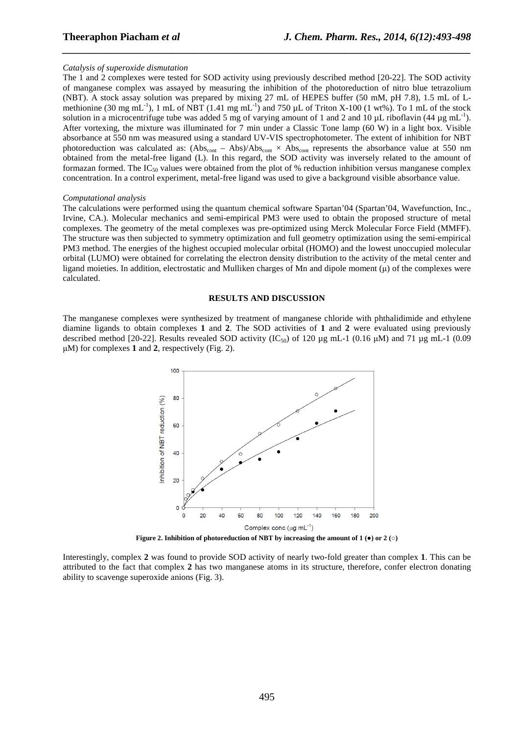*Catalysis of superoxide dismutation*

The 1 and 2 complexes were tested for SOD activity using previously described method [20-22]. The SOD activity of manganese complex was assayed by measuring the inhibition of the photoreduction of nitro blue tetrazolium (NBT). A stock assay solution was prepared by mixing 27 mL of HEPES buffer (50 mM, pH 7.8), 1.5 mL of L-methionine (30 mg $mL^{-1}$), 1 mL of NBT (1.41 mg $mL^{-1}$) and 750 µL of Triton X-100 (1 wt%). To 1 mL of the stock solution in a microcentrifuge tube was added 5 mg of varying amount of 1 and 2 and 10 µL riboflavin (44 µg $mL^{-1}$). After vortexing, the mixture was illuminated for 7 min under a Classic Tone lamp (60 W) in a light box. Visible absorbance at 550 nm was measured using a standard UV-VIS spectrophotometer. The extent of inhibition for NBT photoreduction was calculated as: $(Abs_{cont} – Abs)/Abs_{cont} \times Abs_{cont}$ represents the absorbance value at 550 nm obtained from the metal-free ligand (L). In this regard, the SOD activity was inversely related to the amount of formazan formed. The $IC_{50}$ values were obtained from the plot of % reduction inhibition versus manganese complex concentration. In a control experiment, metal-free ligand was used to give a background visible absorbance value.

*Computational analysis*

The calculations were performed using the quantum chemical software Spartan'04 (Spartan'04, Wavefunction, Inc., Irvine, CA.). Molecular mechanics and semi-empirical PM3 were used to obtain the proposed structure of metal complexes. The geometry of the metal complexes was pre-optimized using Merck Molecular Force Field (MMFF). The structure was then subjected to symmetry optimization and full geometry optimization using the semi-empirical PM3 method. The energies of the highest occupied molecular orbital (HOMO) and the lowest unoccupied molecular orbital (LUMO) were obtained for correlating the electron density distribution to the activity of the metal center and ligand moieties. In addition, electrostatic and Mulliken charges of Mn and dipole moment (μ) of the complexes were calculated.

## RESULTS AND DISCUSSION

The manganese complexes were synthesized by treatment of manganese chloride with phthalidimide and ethylene diamine ligands to obtain complexes **1** and **2**. The SOD activities of **1** and **2** were evaluated using previously described method [20-22]. Results revealed SOD activity ($IC_{50}$) of 120 µg mL-1 (0.16 µM) and 71 µg mL-1 (0.09 µM) for complexes **1** and **2**, respectively (Fig. 2).

Inhibition of NBT reduction (%)

100
80
60
40
20
0

0 20 40 60 80 100 120 140 160 180 200

Complex conc (µg $mL^{-1}$)

**Figure 2. Inhibition of photoreduction of NBT by increasing the amount of 1 (●) or 2 (○)**

Interestingly, complex **2** was found to provide SOD activity of nearly two-fold greater than complex **1**. This can be attributed to the fact that complex **2** has two manganese atoms in its structure, therefore, confer electron donating ability to scavenge superoxide anions (Fig. 3).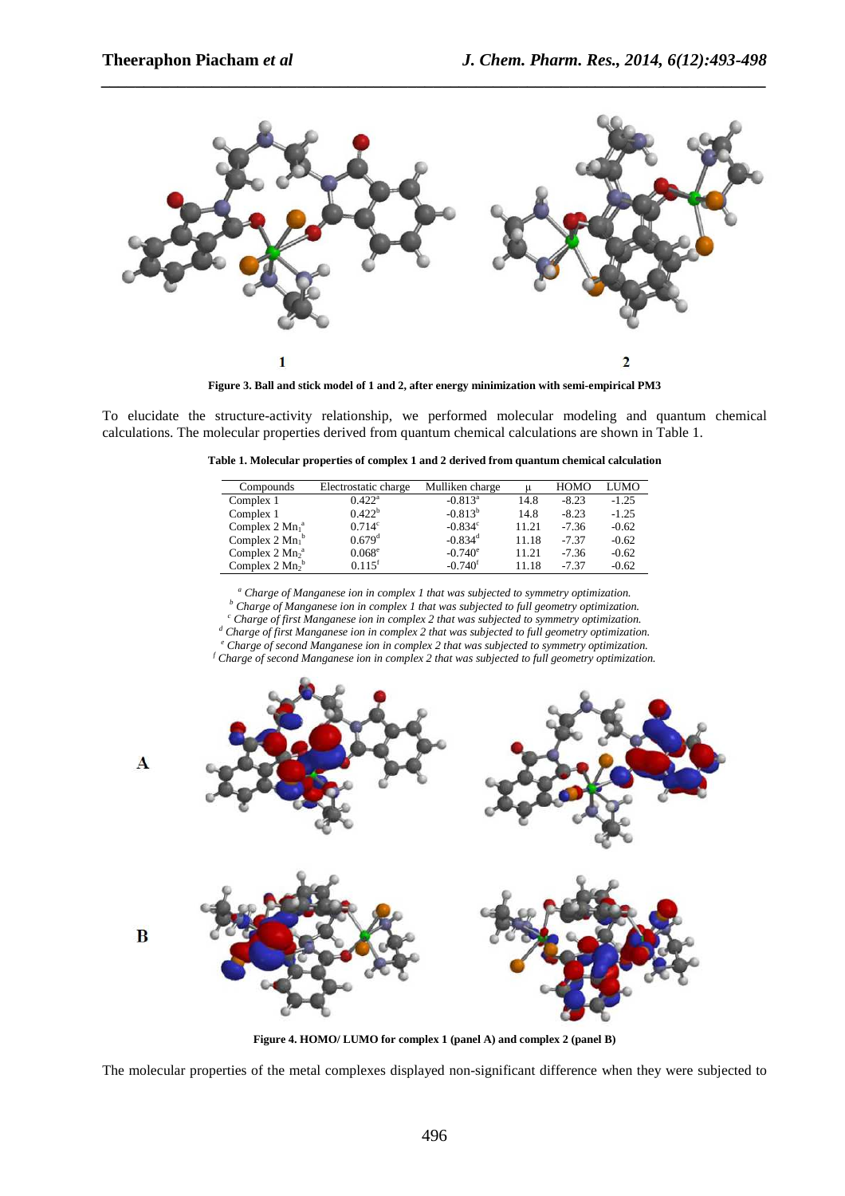1

2

**Figure 3. Ball and stick model of 1 and 2, after energy minimization with semi-empirical PM3**

To elucidate the structure-activity relationship, we performed molecular modeling and quantum chemical calculations. The molecular properties derived from quantum chemical calculations are shown in Table 1.

**Table 1. Molecular properties of complex 1 and 2 derived from quantum chemical calculation**

| Compounds | Electrostatic charge | Mulliken charge | μ | HOMO | LUMO |
|---|---|---|---|---|---|
| Complex 1 | 0.422[a] | -0.813[a] | 14.8 | -8.23 | -1.25 |
| Complex 1 | 0.422[b] | -0.813[b] | 14.8 | -8.23 | -1.25 |
| Complex 2 $Mn_1$[a] | 0.714[c] | -0.834[c] | 11.21 | -7.36 | -0.62 |
| Complex 2 $Mn_1$[b] | 0.679[d] | -0.834[d] | 11.18 | -7.37 | -0.62 |
| Complex 2 $Mn_2$[a] | 0.068[e] | -0.740[e] | 11.21 | -7.36 | -0.62 |
| Complex 2 $Mn_2$[b] | 0.115[f] | -0.740[f] | 11.18 | -7.37 | -0.62 |

[a] *Charge of Manganese ion in complex 1 that was subjected to symmetry optimization.*
[b] *Charge of Manganese ion in complex 1 that was subjected to full geometry optimization.*
[c] *Charge of first Manganese ion in complex 2 that was subjected to symmetry optimization.*
[d] *Charge of first Manganese ion in complex 2 that was subjected to full geometry optimization.*
[e] *Charge of second Manganese ion in complex 2 that was subjected to symmetry optimization.*
[f] *Charge of second Manganese ion in complex 2 that was subjected to full geometry optimization.*

A

B

**Figure 4. HOMO/ LUMO for complex 1 (panel A) and complex 2 (panel B)**

The molecular properties of the metal complexes displayed non-significant difference when they were subjected to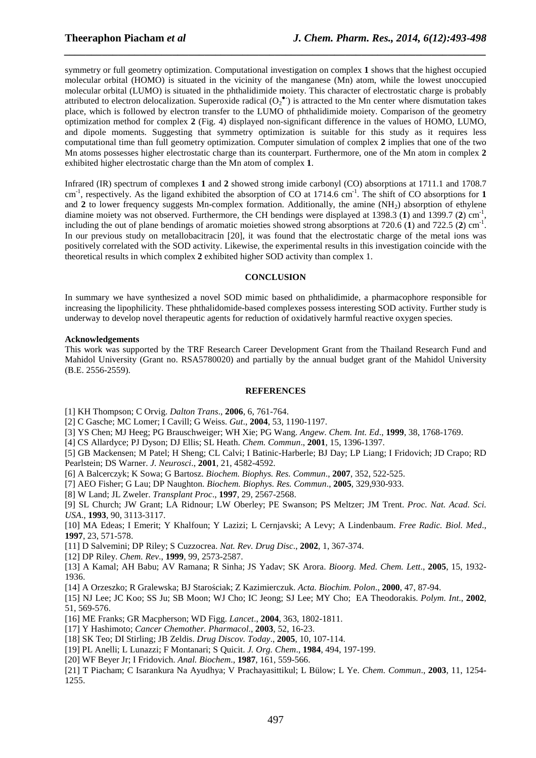symmetry or full geometry optimization. Computational investigation on complex **1** shows that the highest occupied molecular orbital (HOMO) is situated in the vicinity of the manganese (Mn) atom, while the lowest unoccupied molecular orbital (LUMO) is situated in the phthalidimide moiety. This character of electrostatic charge is probably attributed to electron delocalization. Superoxide radical ($O_2^{\bullet -}$) is attracted to the Mn center where dismutation takes place, which is followed by electron transfer to the LUMO of phthalidimide moiety. Comparison of the geometry optimization method for complex **2** (Fig. 4) displayed non-significant difference in the values of HOMO, LUMO, and dipole moments. Suggesting that symmetry optimization is suitable for this study as it requires less computational time than full geometry optimization. Computer simulation of complex **2** implies that one of the two Mn atoms possesses higher electrostatic charge than its counterpart. Furthermore, one of the Mn atom in complex **2** exhibited higher electrostatic charge than the Mn atom of complex **1**.

Infrared (IR) spectrum of complexes **1** and **2** showed strong imide carbonyl (CO) absorptions at 1711.1 and 1708.7 $cm^{-1}$, respectively. As the ligand exhibited the absorption of CO at 1714.6 $cm^{-1}$. The shift of CO absorptions for **1** and **2** to lower frequency suggests Mn-complex formation. Additionally, the amine ($NH_2$) absorption of ethylene diamine moiety was not observed. Furthermore, the CH bendings were displayed at 1398.3 (**1**) and 1399.7 (**2**) $cm^{-1}$, including the out of plane bendings of aromatic moieties showed strong absorptions at 720.6 (**1**) and 722.5 (**2**) $cm^{-1}$. In our previous study on metallobacitracin [20], it was found that the electrostatic charge of the metal ions was positively correlated with the SOD activity. Likewise, the experimental results in this investigation coincide with the theoretical results in which complex **2** exhibited higher SOD activity than complex 1.

## CONCLUSION

In summary we have synthesized a novel SOD mimic based on phthalidimide, a pharmacophore responsible for increasing the lipophilicity. These phthalidomide-based complexes possess interesting SOD activity. Further study is underway to develop novel therapeutic agents for reduction of oxidatively harmful reactive oxygen species.

### Acknowledgements

This work was supported by the TRF Research Career Development Grant from the Thailand Research Fund and Mahidol University (Grant no. RSA5780020) and partially by the annual budget grant of the Mahidol University (B.E. 2556-2559).

## REFERENCES

[1] KH Thompson; C Orvig. *Dalton Trans*., **2006**, 6, 761-764.

[2] C Gasche; MC Lomer; I Cavill; G Weiss. *Gut*., **2004**, 53, 1190-1197.

[3] YS Chen; MJ Heeg; PG Brauschweiger; WH Xie; PG Wang. *Angew. Chem. Int. Ed*., **1999**, 38, 1768-1769.

[4] CS Allardyce; PJ Dyson; DJ Ellis; SL Heath. *Chem. Commun*., **2001**, 15, 1396-1397.

[5] GB Mackensen; M Patel; H Sheng; CL Calvi; I Batinic-Harberle; BJ Day; LP Liang; I Fridovich; JD Crapo; RD Pearlstein; DS Warner. *J. Neurosci*., **2001**, 21, 4582-4592.

[6] A Balcerczyk; K Sowa; G Bartosz. *Biochem. Biophys. Res. Commun*., **2007**, 352, 522-525.

[7] AEO Fisher; G Lau; DP Naughton. *Biochem. Biophys. Res. Commun*., **2005**, 329,930-933.

[8] W Land; JL Zweler. *Transplant Proc*., **1997**, 29, 2567-2568.

[9] SL Church; JW Grant; LA Ridnour; LW Oberley; PE Swanson; PS Meltzer; JM Trent. *Proc. Nat. Acad. Sci. USA*., **1993**, 90, 3113-3117.

[10] MA Edeas; I Emerit; Y Khalfoun; Y Lazizi; L Cernjavski; A Levy; A Lindenbaum. *Free Radic. Biol. Med*., **1997**, 23, 571-578.

[11] D Salvemini; DP Riley; S Cuzzocrea. *Nat. Rev. Drug Disc*., **2002**, 1, 367-374.

[12] DP Riley. *Chem. Rev*., **1999**, 99, 2573-2587.

[13] A Kamal; AH Babu; AV Ramana; R Sinha; JS Yadav; SK Arora. *Bioorg. Med. Chem. Lett*., **2005**, 15, 1932-1936.

[14] A Orzeszko; R Gralewska; BJ Starościak; Z Kazimierczuk. *Acta. Biochim. Polon*., **2000**, 47, 87-94.

[15] NJ Lee; JC Koo; SS Ju; SB Moon; WJ Cho; IC Jeong; SJ Lee; MY Cho; EA Theodorakis. *Polym. Int*., **2002**, 51, 569-576.

[16] ME Franks; GR Macpherson; WD Figg. *Lancet*., **2004**, 363, 1802-1811.

[17] Y Hashimoto; *Cancer Chemother. Pharmacol*., **2003**, 52, 16-23.

[18] SK Teo; DI Stirling; JB Zeldis. *Drug Discov. Today*., **2005**, 10, 107-114.

[19] PL Anelli; L Lunazzi; F Montanari; S Quicit. *J. Org. Chem*., **1984**, 494, 197-199.

[20] WF Beyer Jr; I Fridovich. *Anal. Biochem*., **1987**, 161, 559-566.

[21] T Piacham; C Isarankura Na Ayudhya; V Prachayasittikul; L Bülow; L Ye. *Chem. Commun*., **2003**, 11, 1254-1255.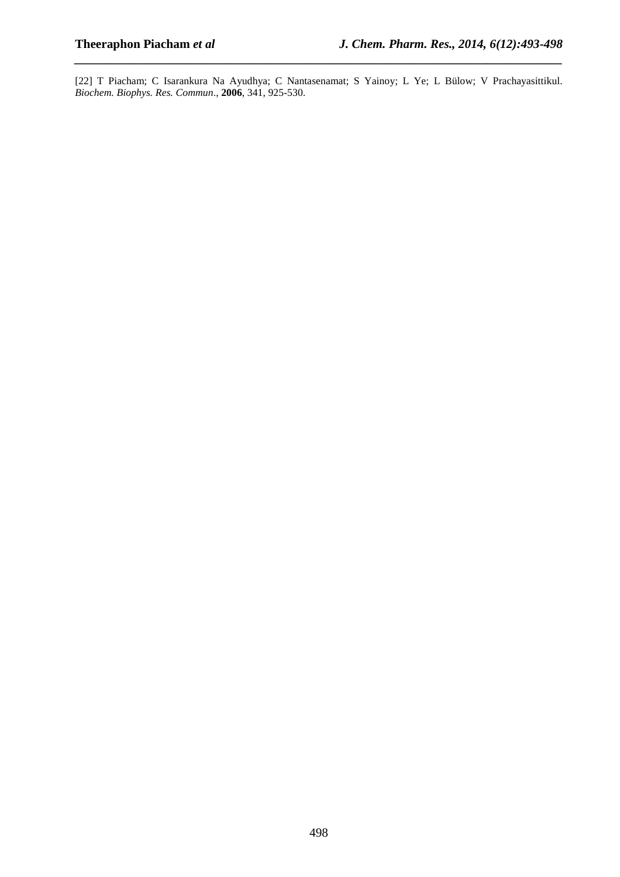[22] T Piacham; C Isarankura Na Ayudhya; C Nantasenamat; S Yainoy; L Ye; L Bülow; V Prachayasittikul. *Biochem. Biophys. Res. Commun*., **2006**, 341, 925-530.